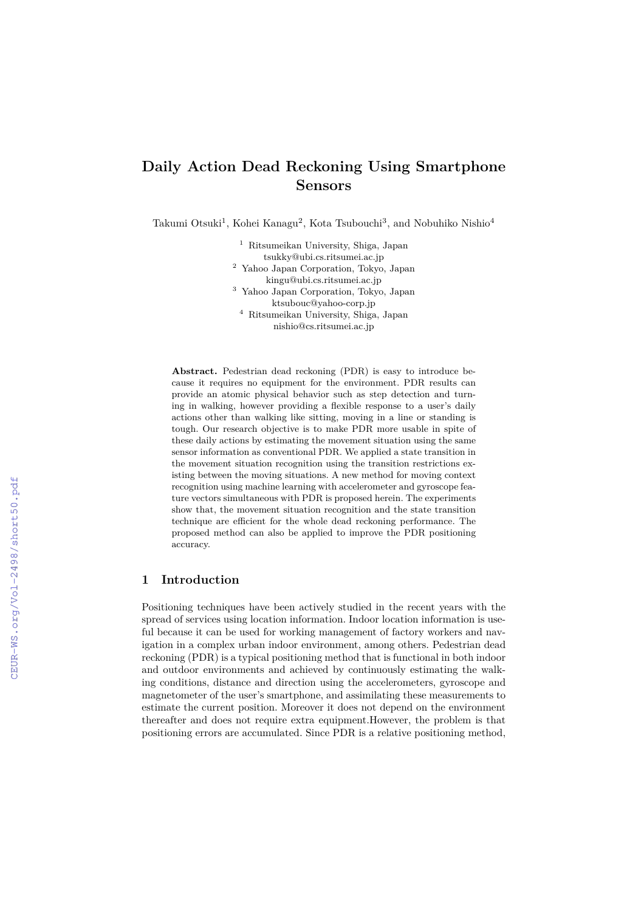# Daily Action Dead Reckoning Using Smartphone Sensors

Takumi Otsuki[1], Kohei Kanagu[2], Kota Tsubouchi[3], and Nobuhiko Nishio[4]

[1] Ritsumeikan University, Shiga, Japan  
tsukky@ubi.cs.ritsumei.ac.jp  
[2] Yahoo Japan Corporation, Tokyo, Japan  
kingu@ubi.cs.ritsumei.ac.jp  
[3] Yahoo Japan Corporation, Tokyo, Japan  
ktsubouc@yahoo-corp.jp  
[4] Ritsumeikan University, Shiga, Japan  
nishio@cs.ritsumei.ac.jp

**Abstract.** Pedestrian dead reckoning (PDR) is easy to introduce because it requires no equipment for the environment. PDR results can provide an atomic physical behavior such as step detection and turning in walking, however providing a flexible response to a user's daily actions other than walking like sitting, moving in a line or standing is tough. Our research objective is to make PDR more usable in spite of these daily actions by estimating the movement situation using the same sensor information as conventional PDR. We applied a state transition in the movement situation recognition using the transition restrictions existing between the moving situations. A new method for moving context recognition using machine learning with accelerometer and gyroscope feature vectors simultaneous with PDR is proposed herein. The experiments show that, the movement situation recognition and the state transition technique are efficient for the whole dead reckoning performance. The proposed method can also be applied to improve the PDR positioning accuracy.

## 1 Introduction

Positioning techniques have been actively studied in the recent years with the spread of services using location information. Indoor location information is useful because it can be used for working management of factory workers and navigation in a complex urban indoor environment, among others. Pedestrian dead reckoning (PDR) is a typical positioning method that is functional in both indoor and outdoor environments and achieved by continuously estimating the walking conditions, distance and direction using the accelerometers, gyroscope and magnetometer of the user's smartphone, and assimilating these measurements to estimate the current position. Moreover it does not depend on the environment thereafter and does not require extra equipment.However, the problem is that positioning errors are accumulated. Since PDR is a relative positioning method,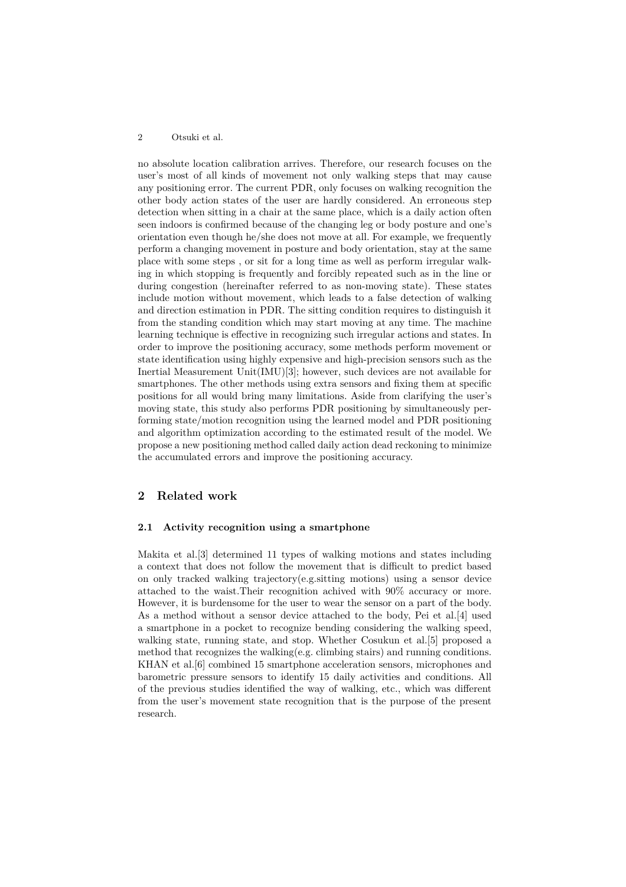no absolute location calibration arrives. Therefore, our research focuses on the user's most of all kinds of movement not only walking steps that may cause any positioning error. The current PDR, only focuses on walking recognition the other body action states of the user are hardly considered. An erroneous step detection when sitting in a chair at the same place, which is a daily action often seen indoors is confirmed because of the changing leg or body posture and one's orientation even though he/she does not move at all. For example, we frequently perform a changing movement in posture and body orientation, stay at the same place with some steps , or sit for a long time as well as perform irregular walking in which stopping is frequently and forcibly repeated such as in the line or during congestion (hereinafter referred to as non-moving state). These states include motion without movement, which leads to a false detection of walking and direction estimation in PDR. The sitting condition requires to distinguish it from the standing condition which may start moving at any time. The machine learning technique is effective in recognizing such irregular actions and states. In order to improve the positioning accuracy, some methods perform movement or state identification using highly expensive and high-precision sensors such as the Inertial Measurement Unit(IMU)[3]; however, such devices are not available for smartphones. The other methods using extra sensors and fixing them at specific positions for all would bring many limitations. Aside from clarifying the user's moving state, this study also performs PDR positioning by simultaneously performing state/motion recognition using the learned model and PDR positioning and algorithm optimization according to the estimated result of the model. We propose a new positioning method called daily action dead reckoning to minimize the accumulated errors and improve the positioning accuracy.

## 2 Related work

### 2.1 Activity recognition using a smartphone

Makita et al.[3] determined 11 types of walking motions and states including a context that does not follow the movement that is difficult to predict based on only tracked walking trajectory(e.g.sitting motions) using a sensor device attached to the waist.Their recognition achived with 90% accuracy or more. However, it is burdensome for the user to wear the sensor on a part of the body. As a method without a sensor device attached to the body, Pei et al.[4] used a smartphone in a pocket to recognize bending considering the walking speed, walking state, running state, and stop. Whether Cosukun et al.[5] proposed a method that recognizes the walking(e.g. climbing stairs) and running conditions. KHAN et al.[6] combined 15 smartphone acceleration sensors, microphones and barometric pressure sensors to identify 15 daily activities and conditions. All of the previous studies identified the way of walking, etc., which was different from the user's movement state recognition that is the purpose of the present research.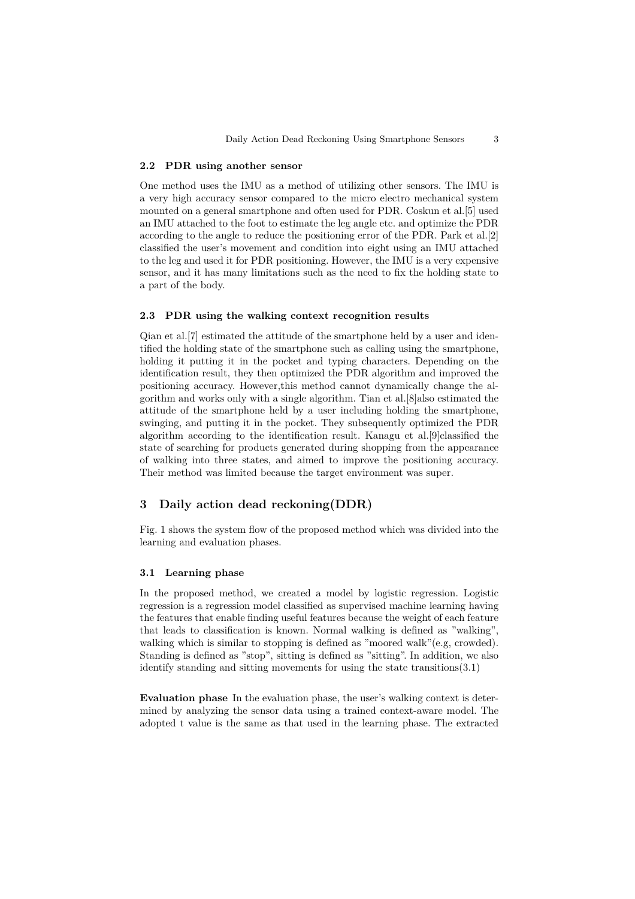### 2.2 PDR using another sensor

One method uses the IMU as a method of utilizing other sensors. The IMU is a very high accuracy sensor compared to the micro electro mechanical system mounted on a general smartphone and often used for PDR. Coskun et al.[5] used an IMU attached to the foot to estimate the leg angle etc. and optimize the PDR according to the angle to reduce the positioning error of the PDR. Park et al.[2] classified the user's movement and condition into eight using an IMU attached to the leg and used it for PDR positioning. However, the IMU is a very expensive sensor, and it has many limitations such as the need to fix the holding state to a part of the body.

### 2.3 PDR using the walking context recognition results

Qian et al.[7] estimated the attitude of the smartphone held by a user and identified the holding state of the smartphone such as calling using the smartphone, holding it putting it in the pocket and typing characters. Depending on the identification result, they then optimized the PDR algorithm and improved the positioning accuracy. However,this method cannot dynamically change the algorithm and works only with a single algorithm. Tian et al.[8]also estimated the attitude of the smartphone held by a user including holding the smartphone, swinging, and putting it in the pocket. They subsequently optimized the PDR algorithm according to the identification result. Kanagu et al.[9]classified the state of searching for products generated during shopping from the appearance of walking into three states, and aimed to improve the positioning accuracy. Their method was limited because the target environment was super.

## 3 Daily action dead reckoning(DDR)

Fig. 1 shows the system flow of the proposed method which was divided into the learning and evaluation phases.

### 3.1 Learning phase

In the proposed method, we created a model by logistic regression. Logistic regression is a regression model classified as supervised machine learning having the features that enable finding useful features because the weight of each feature that leads to classification is known. Normal walking is defined as "walking", walking which is similar to stopping is defined as "moored walk"(e.g, crowded). Standing is defined as "stop", sitting is defined as "sitting". In addition, we also identify standing and sitting movements for using the state transitions(3.1)

**Evaluation phase** In the evaluation phase, the user's walking context is determined by analyzing the sensor data using a trained context-aware model. The adopted t value is the same as that used in the learning phase. The extracted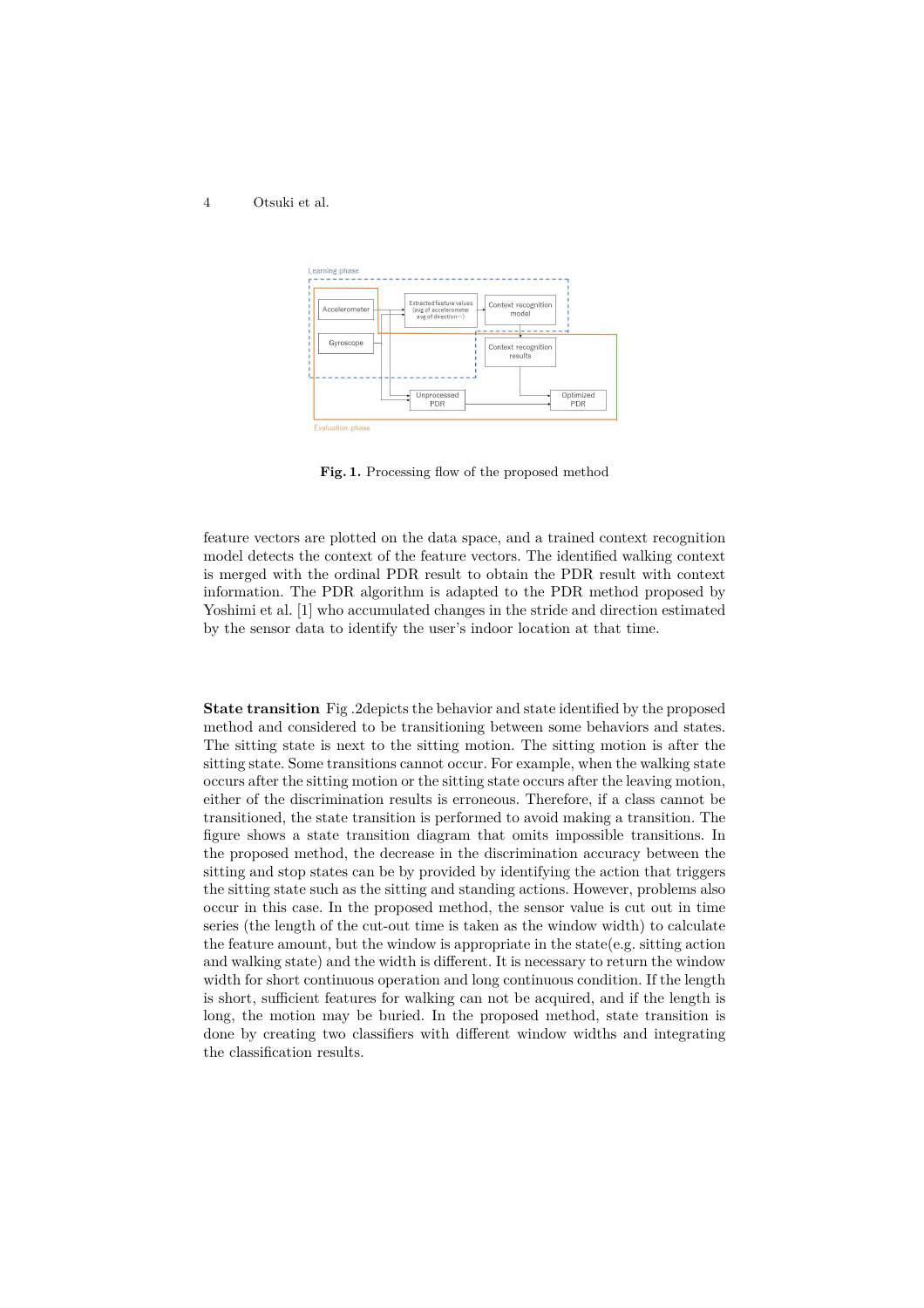Learning phase

Accelerometer

Gyroscope

Extracted feature values (avg of accelerometer avg of direction…)

Context recognition model

Context recognition results

Unprocessed PDR

Optimized PDR

Evaluation phase

**Fig. 1.** Processing flow of the proposed method

feature vectors are plotted on the data space, and a trained context recognition model detects the context of the feature vectors. The identified walking context is merged with the ordinal PDR result to obtain the PDR result with context information. The PDR algorithm is adapted to the PDR method proposed by Yoshimi et al. [1] who accumulated changes in the stride and direction estimated by the sensor data to identify the user's indoor location at that time.

**State transition** Fig .2depicts the behavior and state identified by the proposed method and considered to be transitioning between some behaviors and states. The sitting state is next to the sitting motion. The sitting motion is after the sitting state. Some transitions cannot occur. For example, when the walking state occurs after the sitting motion or the sitting state occurs after the leaving motion, either of the discrimination results is erroneous. Therefore, if a class cannot be transitioned, the state transition is performed to avoid making a transition. The figure shows a state transition diagram that omits impossible transitions. In the proposed method, the decrease in the discrimination accuracy between the sitting and stop states can be by provided by identifying the action that triggers the sitting state such as the sitting and standing actions. However, problems also occur in this case. In the proposed method, the sensor value is cut out in time series (the length of the cut-out time is taken as the window width) to calculate the feature amount, but the window is appropriate in the state(e.g. sitting action and walking state) and the width is different. It is necessary to return the window width for short continuous operation and long continuous condition. If the length is short, sufficient features for walking can not be acquired, and if the length is long, the motion may be buried. In the proposed method, state transition is done by creating two classifiers with different window widths and integrating the classification results.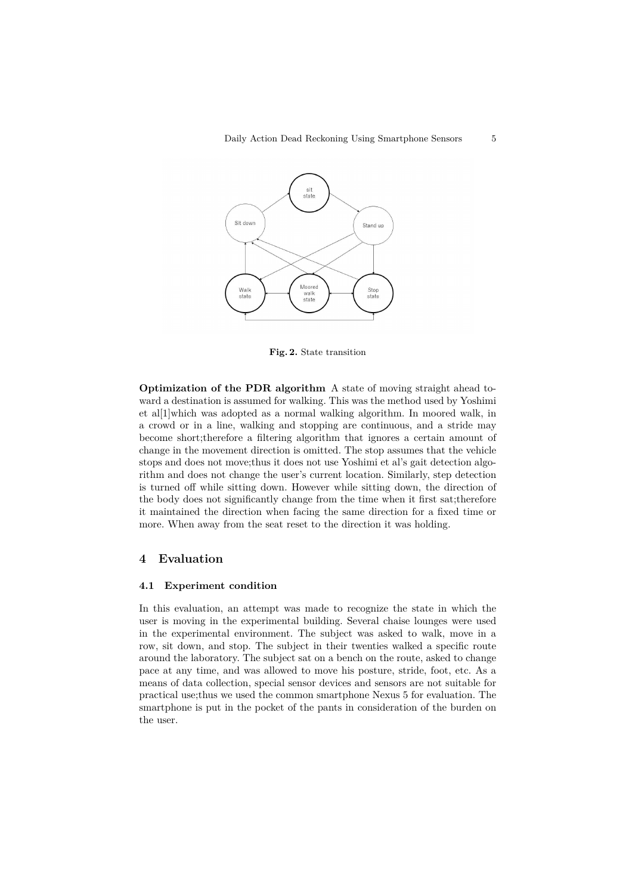sit state

Sit down

Stand up

Walk state

Moored walk state

Stop state

**Fig. 2.** State transition

**Optimization of the PDR algorithm** A state of moving straight ahead toward a destination is assumed for walking. This was the method used by Yoshimi et al[1]which was adopted as a normal walking algorithm. In moored walk, in a crowd or in a line, walking and stopping are continuous, and a stride may become short;therefore a filtering algorithm that ignores a certain amount of change in the movement direction is omitted. The stop assumes that the vehicle stops and does not move;thus it does not use Yoshimi et al's gait detection algorithm and does not change the user's current location. Similarly, step detection is turned off while sitting down. However while sitting down, the direction of the body does not significantly change from the time when it first sat;therefore it maintained the direction when facing the same direction for a fixed time or more. When away from the seat reset to the direction it was holding.

## 4 Evaluation

### 4.1 Experiment condition

In this evaluation, an attempt was made to recognize the state in which the user is moving in the experimental building. Several chaise lounges were used in the experimental environment. The subject was asked to walk, move in a row, sit down, and stop. The subject in their twenties walked a specific route around the laboratory. The subject sat on a bench on the route, asked to change pace at any time, and was allowed to move his posture, stride, foot, etc. As a means of data collection, special sensor devices and sensors are not suitable for practical use;thus we used the common smartphone Nexus 5 for evaluation. The smartphone is put in the pocket of the pants in consideration of the burden on the user.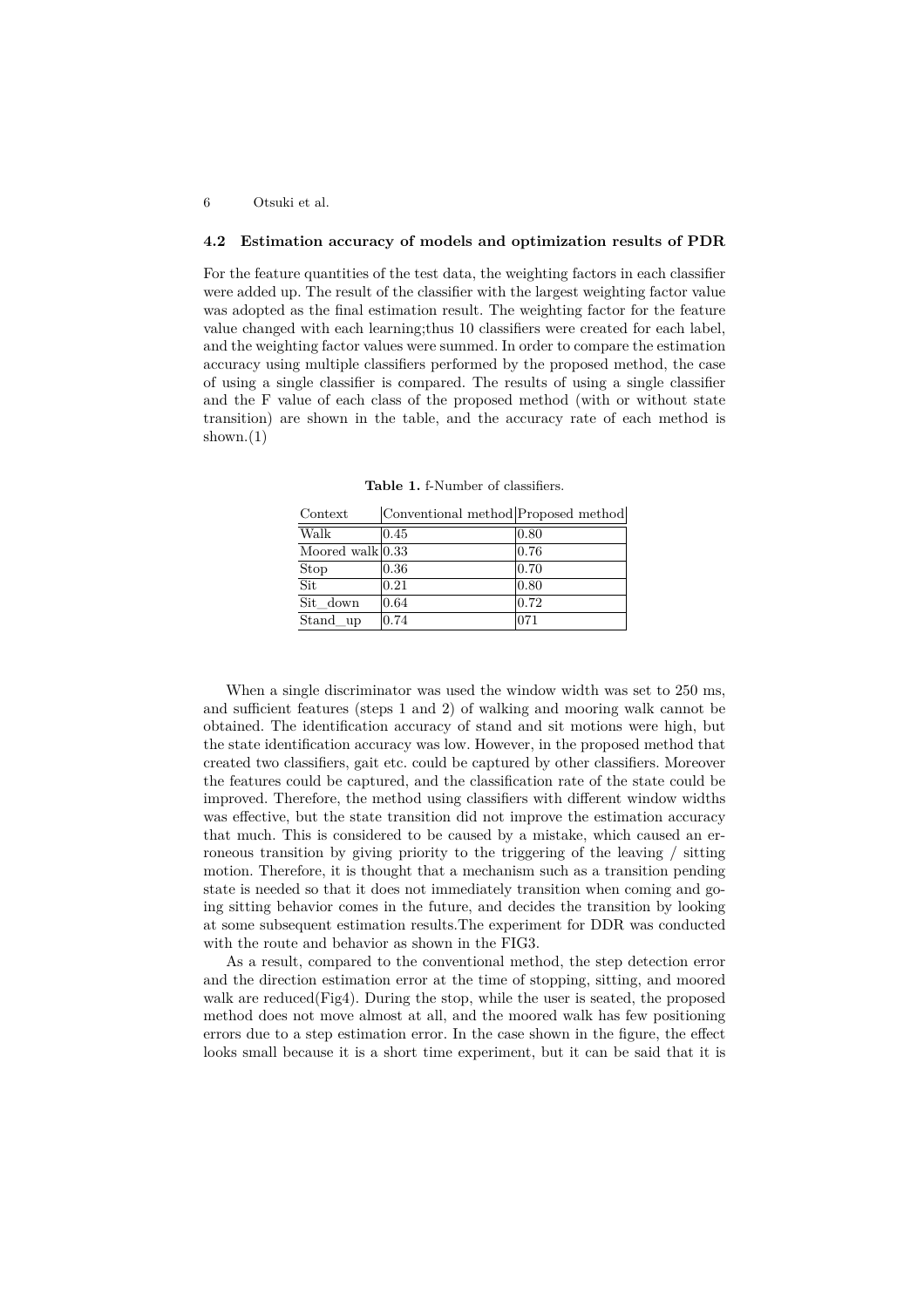### 4.2 Estimation accuracy of models and optimization results of PDR

For the feature quantities of the test data, the weighting factors in each classifier were added up. The result of the classifier with the largest weighting factor value was adopted as the final estimation result. The weighting factor for the feature value changed with each learning;thus 10 classifiers were created for each label, and the weighting factor values were summed. In order to compare the estimation accuracy using multiple classifiers performed by the proposed method, the case of using a single classifier is compared. The results of using a single classifier and the F value of each class of the proposed method (with or without state transition) are shown in the table, and the accuracy rate of each method is shown.(1)

**Table 1.** f-Number of classifiers.

| Context | Conventional method | Proposed method |
|---|---|---|
| Walk | 0.45 | 0.80 |
| Moored walk | 0.33 | 0.76 |
| Stop | 0.36 | 0.70 |
| Sit | 0.21 | 0.80 |
| Sit_down | 0.64 | 0.72 |
| Stand_up | 0.74 | 071 |

When a single discriminator was used the window width was set to 250 ms, and sufficient features (steps 1 and 2) of walking and mooring walk cannot be obtained. The identification accuracy of stand and sit motions were high, but the state identification accuracy was low. However, in the proposed method that created two classifiers, gait etc. could be captured by other classifiers. Moreover the features could be captured, and the classification rate of the state could be improved. Therefore, the method using classifiers with different window widths was effective, but the state transition did not improve the estimation accuracy that much. This is considered to be caused by a mistake, which caused an erroneous transition by giving priority to the triggering of the leaving / sitting motion. Therefore, it is thought that a mechanism such as a transition pending state is needed so that it does not immediately transition when coming and going sitting behavior comes in the future, and decides the transition by looking at some subsequent estimation results.The experiment for DDR was conducted with the route and behavior as shown in the FIG3.

As a result, compared to the conventional method, the step detection error and the direction estimation error at the time of stopping, sitting, and moored walk are reduced(Fig4). During the stop, while the user is seated, the proposed method does not move almost at all, and the moored walk has few positioning errors due to a step estimation error. In the case shown in the figure, the effect looks small because it is a short time experiment, but it can be said that it is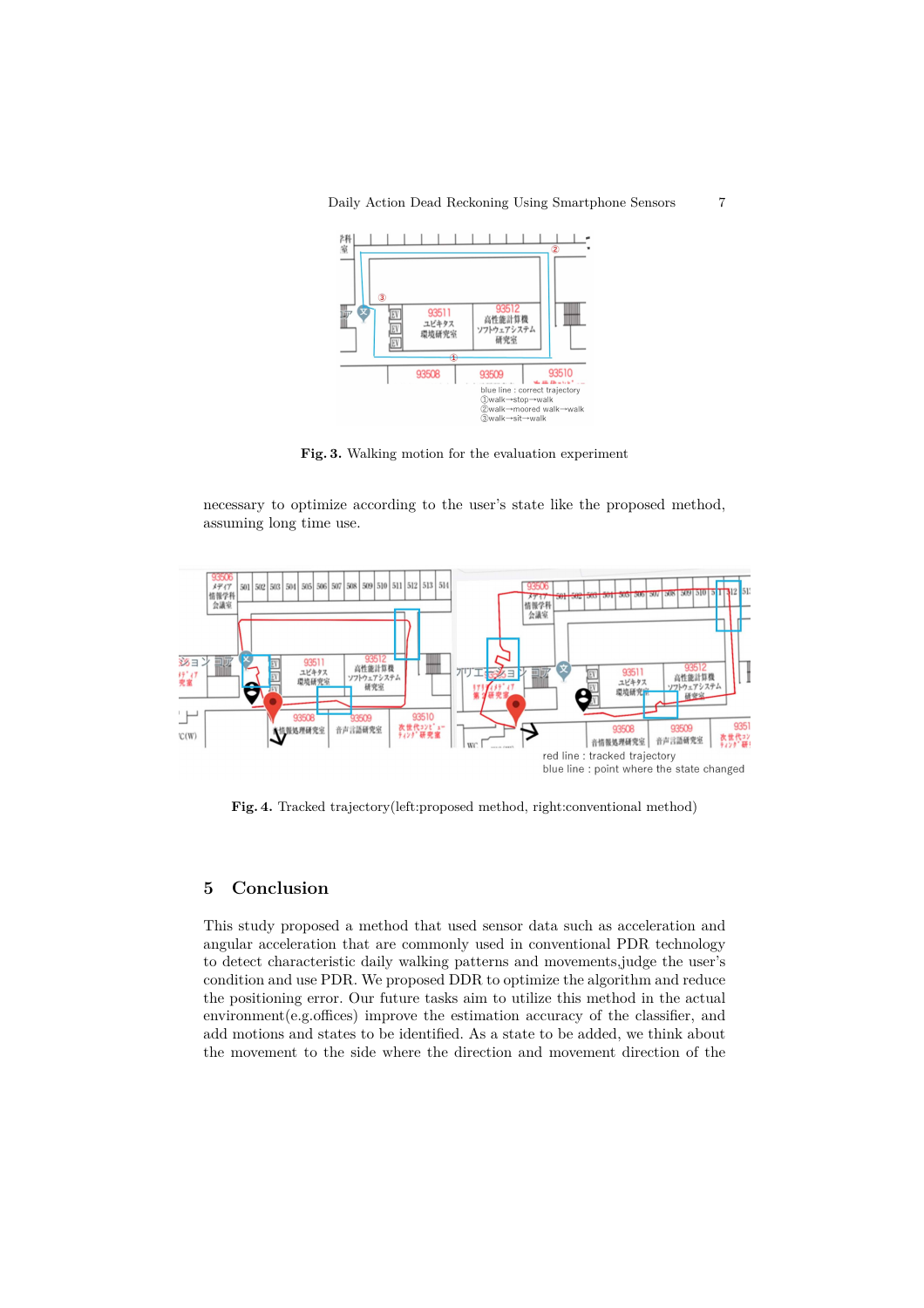blue line : correct trajectory
①walk→stop→walk
②walk→moored walk→walk
③walk→sit→walk

**Fig. 3.** Walking motion for the evaluation experiment

necessary to optimize according to the user's state like the proposed method, assuming long time use.

red line : tracked trajectory
blue line : point where the state changed

**Fig. 4.** Tracked trajectory(left:proposed method, right:conventional method)

## 5 Conclusion

This study proposed a method that used sensor data such as acceleration and angular acceleration that are commonly used in conventional PDR technology to detect characteristic daily walking patterns and movements,judge the user's condition and use PDR. We proposed DDR to optimize the algorithm and reduce the positioning error. Our future tasks aim to utilize this method in the actual environment(e.g.offices) improve the estimation accuracy of the classifier, and add motions and states to be identified. As a state to be added, we think about the movement to the side where the direction and movement direction of the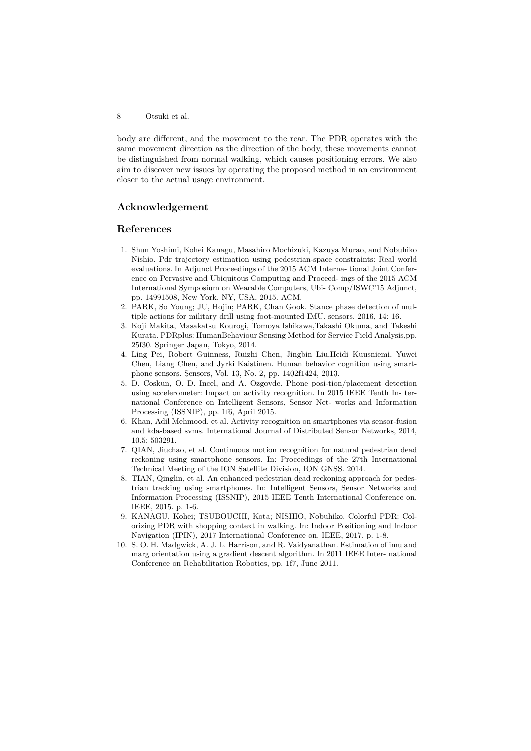body are different, and the movement to the rear. The PDR operates with the same movement direction as the direction of the body, these movements cannot be distinguished from normal walking, which causes positioning errors. We also aim to discover new issues by operating the proposed method in an environment closer to the actual usage environment.

## Acknowledgement

## References

1. Shun Yoshimi, Kohei Kanagu, Masahiro Mochizuki, Kazuya Murao, and Nobuhiko Nishio. Pdr trajectory estimation using pedestrian-space constraints: Real world evaluations. In Adjunct Proceedings of the 2015 ACM Interna- tional Joint Conference on Pervasive and Ubiquitous Computing and Proceed- ings of the 2015 ACM International Symposium on Wearable Computers, Ubi- Comp/ISWC'15 Adjunct, pp. 14991508, New York, NY, USA, 2015. ACM.
2. PARK, So Young; JU, Hojin; PARK, Chan Gook. Stance phase detection of multiple actions for military drill using foot-mounted IMU. sensors, 2016, 14: 16.
3. Koji Makita, Masakatsu Kourogi, Tomoya Ishikawa,Takashi Okuma, and Takeshi Kurata. PDRplus: HumanBehaviour Sensing Method for Service Field Analysis,pp. 25f30. Springer Japan, Tokyo, 2014.
4. Ling Pei, Robert Guinness, Ruizhi Chen, Jingbin Liu,Heidi Kuusniemi, Yuwei Chen, Liang Chen, and Jyrki Kaistinen. Human behavior cognition using smartphone sensors. Sensors, Vol. 13, No. 2, pp. 1402f1424, 2013.
5. D. Coskun, O. D. Incel, and A. Ozgovde. Phone posi-tion/placement detection using accelerometer: Impact on activity recognition. In 2015 IEEE Tenth In- ternational Conference on Intelligent Sensors, Sensor Net- works and Information Processing (ISSNIP), pp. 1f6, April 2015.
6. Khan, Adil Mehmood, et al. Activity recognition on smartphones via sensor-fusion and kda-based svms. International Journal of Distributed Sensor Networks, 2014, 10.5: 503291.
7. QIAN, Jiuchao, et al. Continuous motion recognition for natural pedestrian dead reckoning using smartphone sensors. In: Proceedings of the 27th International Technical Meeting of the ION Satellite Division, ION GNSS. 2014.
8. TIAN, Qinglin, et al. An enhanced pedestrian dead reckoning approach for pedestrian tracking using smartphones. In: Intelligent Sensors, Sensor Networks and Information Processing (ISSNIP), 2015 IEEE Tenth International Conference on. IEEE, 2015. p. 1-6.
9. KANAGU, Kohei; TSUBOUCHI, Kota; NISHIO, Nobuhiko. Colorful PDR: Colorizing PDR with shopping context in walking. In: Indoor Positioning and Indoor Navigation (IPIN), 2017 International Conference on. IEEE, 2017. p. 1-8.
10. S. O. H. Madgwick, A. J. L. Harrison, and R. Vaidyanathan. Estimation of imu and marg orientation using a gradient descent algorithm. In 2011 IEEE Inter- national Conference on Rehabilitation Robotics, pp. 1f7, June 2011.